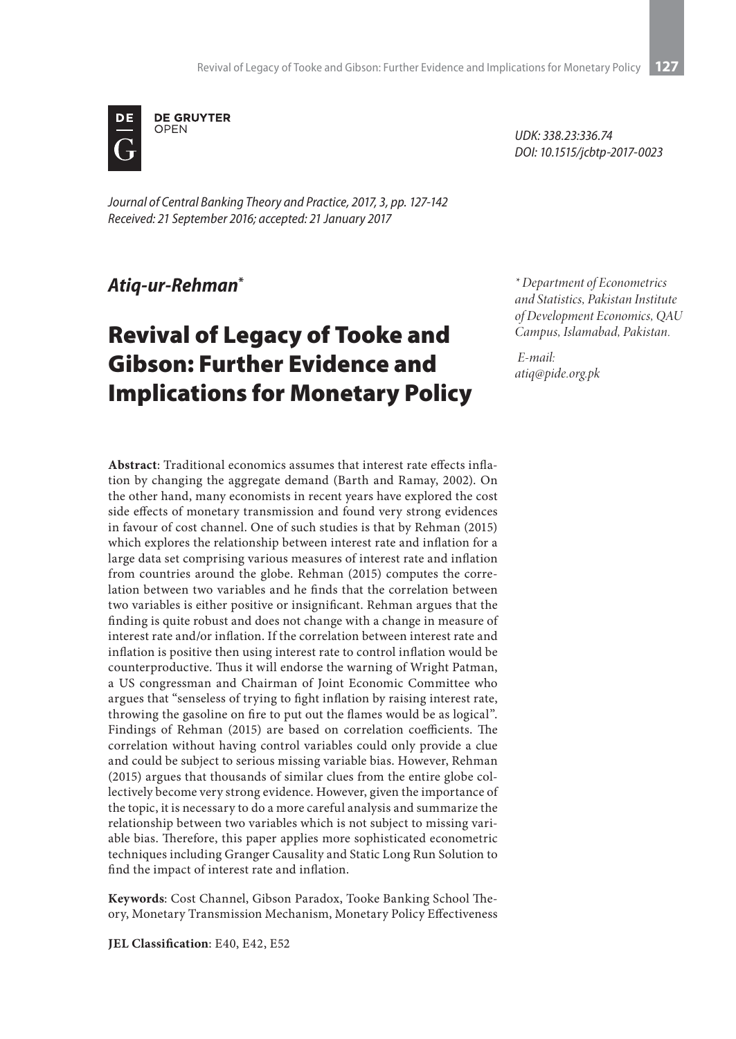DE GRUYTER OPEN

*UDK: 338.23:336.74*
*DOI: 10.1515/jcbtp-2017-0023*

*Journal of Central Banking Theory and Practice, 2017, 3, pp. 127-142*
*Received: 21 September 2016; accepted: 21 January 2017*

***Atiq-ur-Rehman****

*\* Department of Econometrics and Statistics, Pakistan Institute of Development Economics, QAU Campus, Islamabad, Pakistan.*

*E-mail: atiq@pide.org.pk*

# Revival of Legacy of Tooke and Gibson: Further Evidence and Implications for Monetary Policy

**Abstract**: Traditional economics assumes that interest rate effects inflation by changing the aggregate demand (Barth and Ramay, 2002). On the other hand, many economists in recent years have explored the cost side effects of monetary transmission and found very strong evidences in favour of cost channel. One of such studies is that by Rehman (2015) which explores the relationship between interest rate and inflation for a large data set comprising various measures of interest rate and inflation from countries around the globe. Rehman (2015) computes the correlation between two variables and he finds that the correlation between two variables is either positive or insignificant. Rehman argues that the finding is quite robust and does not change with a change in measure of interest rate and/or inflation. If the correlation between interest rate and inflation is positive then using interest rate to control inflation would be counterproductive. Thus it will endorse the warning of Wright Patman, a US congressman and Chairman of Joint Economic Committee who argues that "senseless of trying to fight inflation by raising interest rate, throwing the gasoline on fire to put out the flames would be as logical". Findings of Rehman (2015) are based on correlation coefficients. The correlation without having control variables could only provide a clue and could be subject to serious missing variable bias. However, Rehman (2015) argues that thousands of similar clues from the entire globe collectively become very strong evidence. However, given the importance of the topic, it is necessary to do a more careful analysis and summarize the relationship between two variables which is not subject to missing variable bias. Therefore, this paper applies more sophisticated econometric techniques including Granger Causality and Static Long Run Solution to find the impact of interest rate and inflation.

**Keywords**: Cost Channel, Gibson Paradox, Tooke Banking School Theory, Monetary Transmission Mechanism, Monetary Policy Effectiveness

**JEL Classification**: E40, E42, E52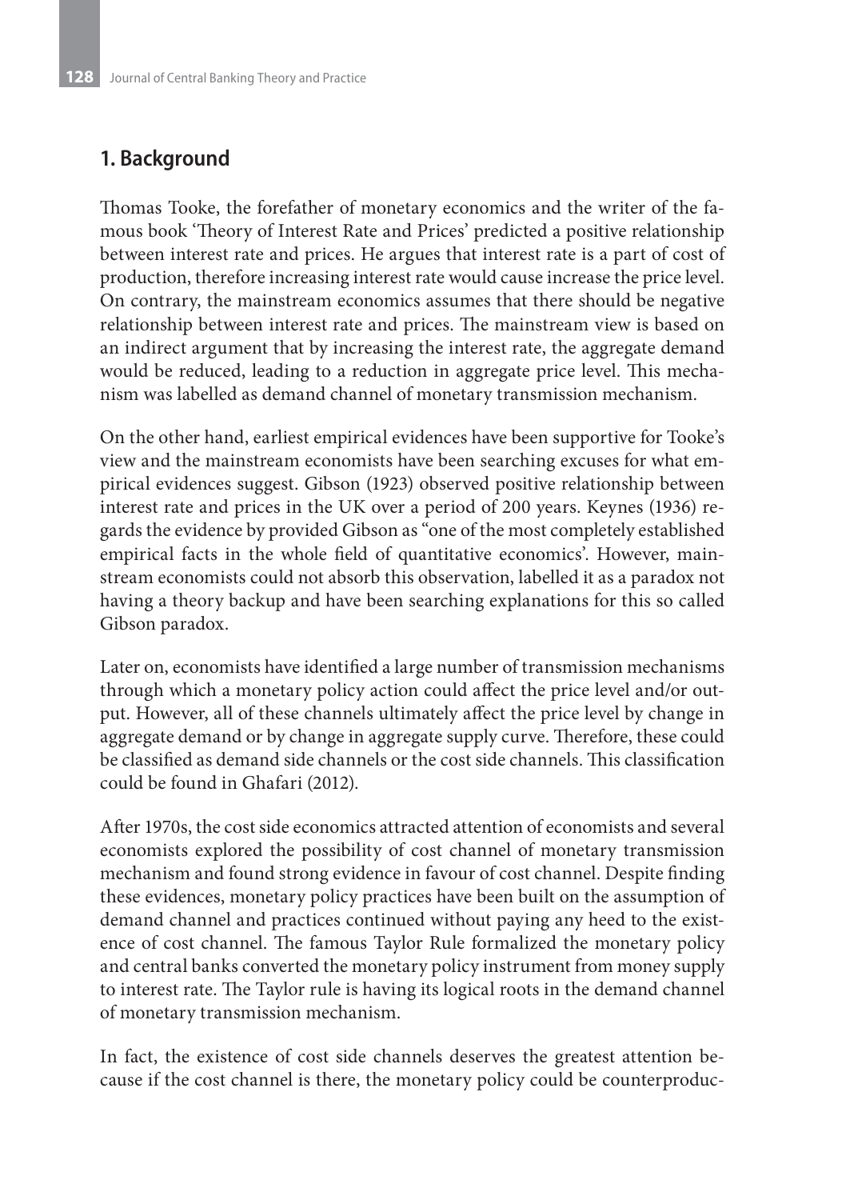## 1. Background

Thomas Tooke, the forefather of monetary economics and the writer of the famous book 'Theory of Interest Rate and Prices' predicted a positive relationship between interest rate and prices. He argues that interest rate is a part of cost of production, therefore increasing interest rate would cause increase the price level. On contrary, the mainstream economics assumes that there should be negative relationship between interest rate and prices. The mainstream view is based on an indirect argument that by increasing the interest rate, the aggregate demand would be reduced, leading to a reduction in aggregate price level. This mechanism was labelled as demand channel of monetary transmission mechanism.

On the other hand, earliest empirical evidences have been supportive for Tooke's view and the mainstream economists have been searching excuses for what empirical evidences suggest. Gibson (1923) observed positive relationship between interest rate and prices in the UK over a period of 200 years. Keynes (1936) regards the evidence by provided Gibson as "one of the most completely established empirical facts in the whole field of quantitative economics'. However, mainstream economists could not absorb this observation, labelled it as a paradox not having a theory backup and have been searching explanations for this so called Gibson paradox.

Later on, economists have identified a large number of transmission mechanisms through which a monetary policy action could affect the price level and/or output. However, all of these channels ultimately affect the price level by change in aggregate demand or by change in aggregate supply curve. Therefore, these could be classified as demand side channels or the cost side channels. This classification could be found in Ghafari (2012).

After 1970s, the cost side economics attracted attention of economists and several economists explored the possibility of cost channel of monetary transmission mechanism and found strong evidence in favour of cost channel. Despite finding these evidences, monetary policy practices have been built on the assumption of demand channel and practices continued without paying any heed to the existence of cost channel. The famous Taylor Rule formalized the monetary policy and central banks converted the monetary policy instrument from money supply to interest rate. The Taylor rule is having its logical roots in the demand channel of monetary transmission mechanism.

In fact, the existence of cost side channels deserves the greatest attention because if the cost channel is there, the monetary policy could be counterproduc-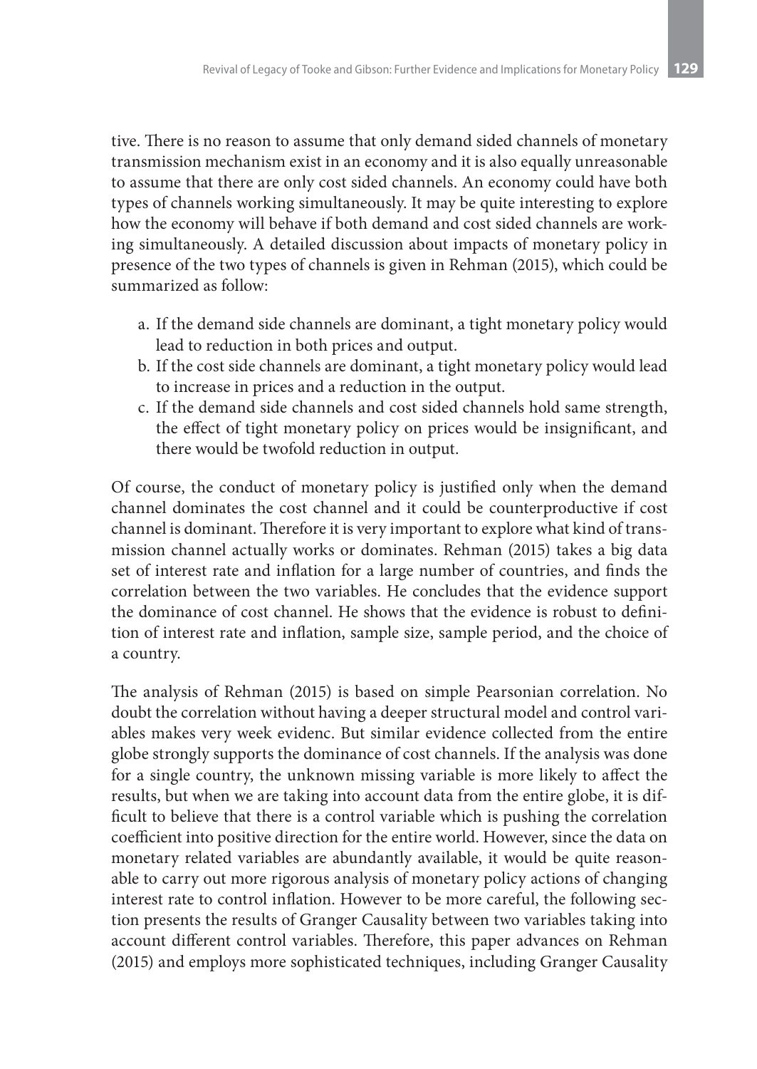tive. There is no reason to assume that only demand sided channels of monetary transmission mechanism exist in an economy and it is also equally unreasonable to assume that there are only cost sided channels. An economy could have both types of channels working simultaneously. It may be quite interesting to explore how the economy will behave if both demand and cost sided channels are working simultaneously. A detailed discussion about impacts of monetary policy in presence of the two types of channels is given in Rehman (2015), which could be summarized as follow:

a. If the demand side channels are dominant, a tight monetary policy would lead to reduction in both prices and output.
b. If the cost side channels are dominant, a tight monetary policy would lead to increase in prices and a reduction in the output.
c. If the demand side channels and cost sided channels hold same strength, the effect of tight monetary policy on prices would be insignificant, and there would be twofold reduction in output.

Of course, the conduct of monetary policy is justified only when the demand channel dominates the cost channel and it could be counterproductive if cost channel is dominant. Therefore it is very important to explore what kind of transmission channel actually works or dominates. Rehman (2015) takes a big data set of interest rate and inflation for a large number of countries, and finds the correlation between the two variables. He concludes that the evidence support the dominance of cost channel. He shows that the evidence is robust to definition of interest rate and inflation, sample size, sample period, and the choice of a country.

The analysis of Rehman (2015) is based on simple Pearsonian correlation. No doubt the correlation without having a deeper structural model and control variables makes very week evidenc. But similar evidence collected from the entire globe strongly supports the dominance of cost channels. If the analysis was done for a single country, the unknown missing variable is more likely to affect the results, but when we are taking into account data from the entire globe, it is difficult to believe that there is a control variable which is pushing the correlation coefficient into positive direction for the entire world. However, since the data on monetary related variables are abundantly available, it would be quite reasonable to carry out more rigorous analysis of monetary policy actions of changing interest rate to control inflation. However to be more careful, the following section presents the results of Granger Causality between two variables taking into account different control variables. Therefore, this paper advances on Rehman (2015) and employs more sophisticated techniques, including Granger Causality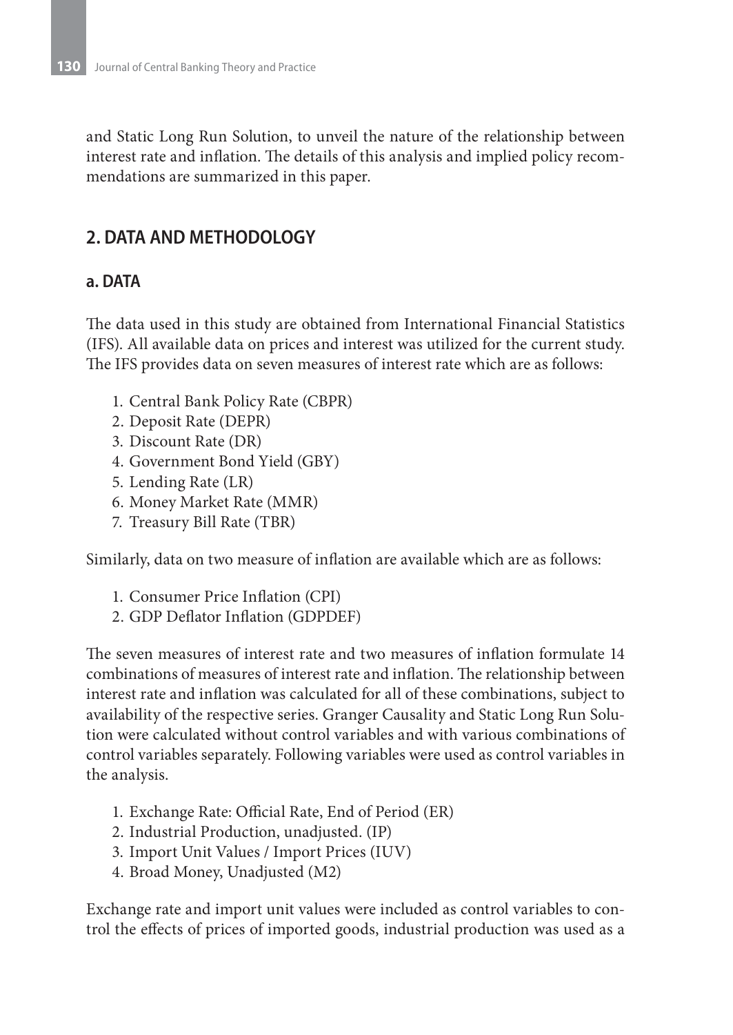and Static Long Run Solution, to unveil the nature of the relationship between interest rate and inflation. The details of this analysis and implied policy recommendations are summarized in this paper.

## 2. DATA AND METHODOLOGY

### a. DATA

The data used in this study are obtained from International Financial Statistics (IFS). All available data on prices and interest was utilized for the current study. The IFS provides data on seven measures of interest rate which are as follows:

1. Central Bank Policy Rate (CBPR)
2. Deposit Rate (DEPR)
3. Discount Rate (DR)
4. Government Bond Yield (GBY)
5. Lending Rate (LR)
6. Money Market Rate (MMR)
7. Treasury Bill Rate (TBR)

Similarly, data on two measure of inflation are available which are as follows:

1. Consumer Price Inflation (CPI)
2. GDP Deflator Inflation (GDPDEF)

The seven measures of interest rate and two measures of inflation formulate 14 combinations of measures of interest rate and inflation. The relationship between interest rate and inflation was calculated for all of these combinations, subject to availability of the respective series. Granger Causality and Static Long Run Solution were calculated without control variables and with various combinations of control variables separately. Following variables were used as control variables in the analysis.

1. Exchange Rate: Official Rate, End of Period (ER)
2. Industrial Production, unadjusted. (IP)
3. Import Unit Values / Import Prices (IUV)
4. Broad Money, Unadjusted (M2)

Exchange rate and import unit values were included as control variables to control the effects of prices of imported goods, industrial production was used as a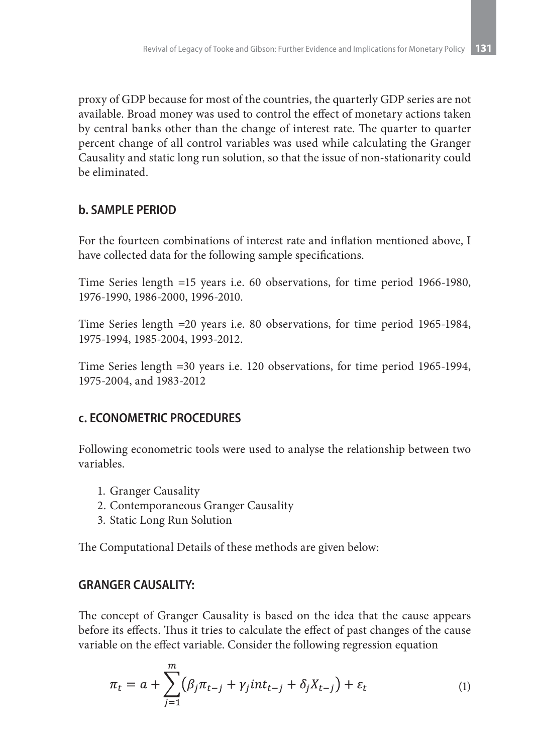proxy of GDP because for most of the countries, the quarterly GDP series are not available. Broad money was used to control the effect of monetary actions taken by central banks other than the change of interest rate. The quarter to quarter percent change of all control variables was used while calculating the Granger Causality and static long run solution, so that the issue of non-stationarity could be eliminated.

## b. SAMPLE PERIOD

For the fourteen combinations of interest rate and inflation mentioned above, I have collected data for the following sample specifications.

Time Series length =15 years i.e. 60 observations, for time period 1966-1980, 1976-1990, 1986-2000, 1996-2010.

Time Series length =20 years i.e. 80 observations, for time period 1965-1984, 1975-1994, 1985-2004, 1993-2012.

Time Series length =30 years i.e. 120 observations, for time period 1965-1994, 1975-2004, and 1983-2012

## c. ECONOMETRIC PROCEDURES

Following econometric tools were used to analyse the relationship between two variables.

1. Granger Causality
2. Contemporaneous Granger Causality
3. Static Long Run Solution

The Computational Details of these methods are given below:

## GRANGER CAUSALITY:

The concept of Granger Causality is based on the idea that the cause appears before its effects. Thus it tries to calculate the effect of past changes of the cause variable on the effect variable. Consider the following regression equation

$$\pi_t = a + \sum_{j=1}^{m} \left( \beta_j \pi_{t-j} + \gamma_j int_{t-j} + \delta_j X_{t-j} \right) + \varepsilon_t \tag{1}$$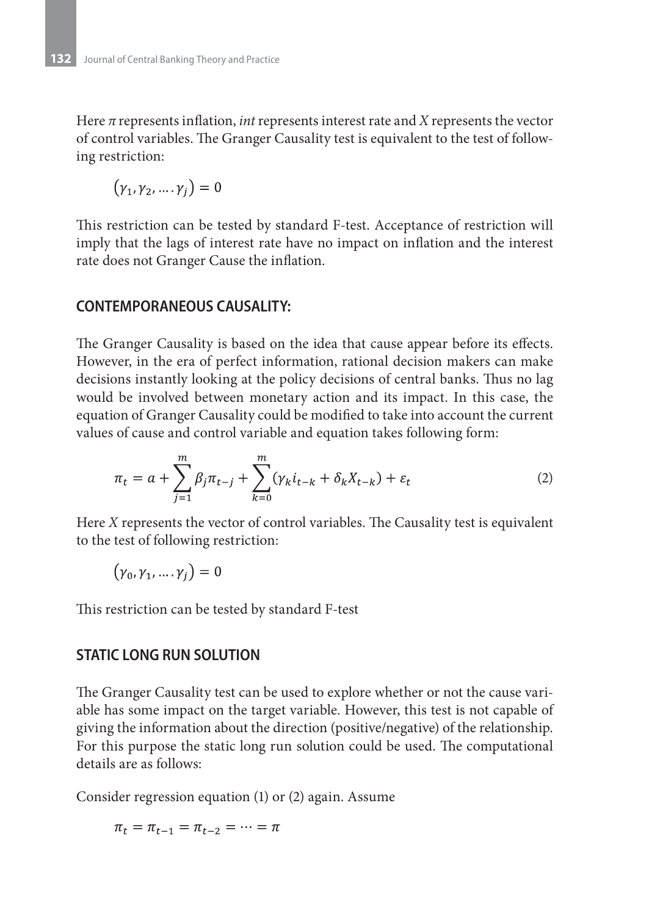Here $\pi$ represents inflation, *int* represents interest rate and $X$ represents the vector of control variables. The Granger Causality test is equivalent to the test of following restriction:

$$(\gamma_1, \gamma_2, \ldots . \gamma_j) = 0$$

This restriction can be tested by standard F-test. Acceptance of restriction will imply that the lags of interest rate have no impact on inflation and the interest rate does not Granger Cause the inflation.

## CONTEMPORANEOUS CAUSALITY:

The Granger Causality is based on the idea that cause appear before its effects. However, in the era of perfect information, rational decision makers can make decisions instantly looking at the policy decisions of central banks. Thus no lag would be involved between monetary action and its impact. In this case, the equation of Granger Causality could be modified to take into account the current values of cause and control variable and equation takes following form:

$$\pi_t = a + \sum_{j=1}^{m} \beta_j \pi_{t-j} + \sum_{k=0}^{m} (\gamma_k i_{t-k} + \delta_k X_{t-k}) + \varepsilon_t \tag{2}$$

Here $X$ represents the vector of control variables. The Causality test is equivalent to the test of following restriction:

$$(\gamma_0, \gamma_1, \ldots . \gamma_j) = 0$$

This restriction can be tested by standard F-test

## STATIC LONG RUN SOLUTION

The Granger Causality test can be used to explore whether or not the cause variable has some impact on the target variable. However, this test is not capable of giving the information about the direction (positive/negative) of the relationship. For this purpose the static long run solution could be used. The computational details are as follows:

Consider regression equation (1) or (2) again. Assume

$$\pi_t = \pi_{t-1} = \pi_{t-2} = \cdots = \pi$$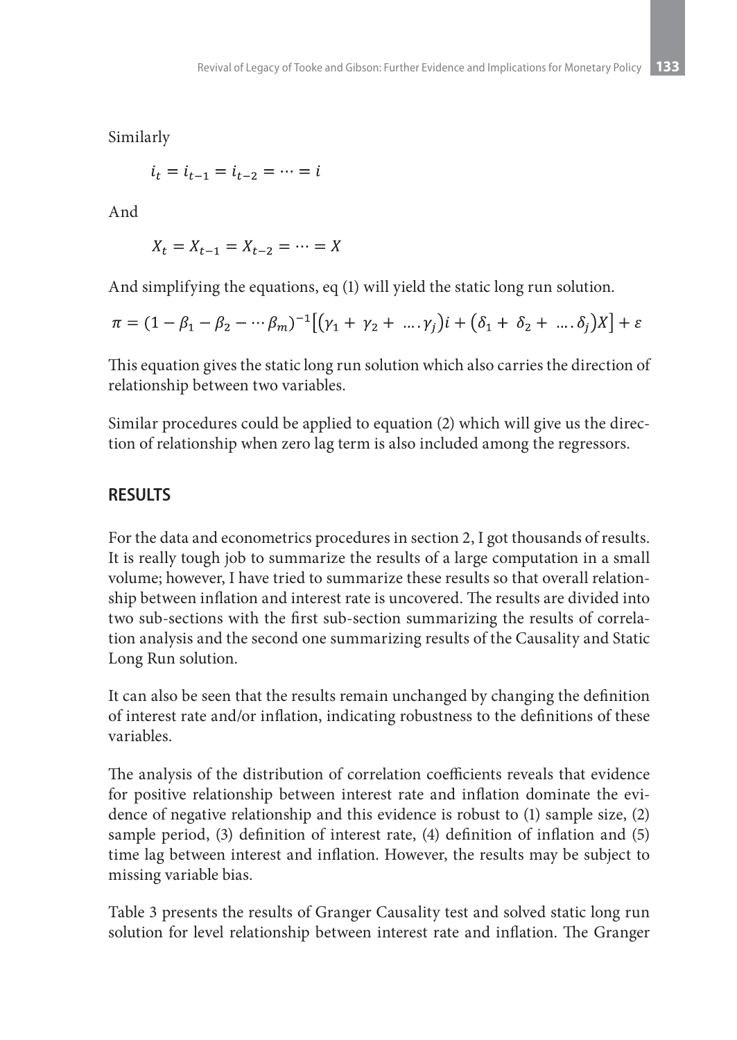Similarly

$$i_t = i_{t-1} = i_{t-2} = \cdots = i$$

And

$$X_t = X_{t-1} = X_{t-2} = \cdots = X$$

And simplifying the equations, eq (1) will yield the static long run solution.

$$\pi = (1 - \beta_1 - \beta_2 - \cdots \beta_m)^{-1}\left[(\gamma_1 + \gamma_2 + \ \ldots . \gamma_j)i + (\delta_1 + \delta_2 + \ \ldots . \delta_j)X\right] + \varepsilon$$

This equation gives the static long run solution which also carries the direction of relationship between two variables.

Similar procedures could be applied to equation (2) which will give us the direction of relationship when zero lag term is also included among the regressors.

## RESULTS

For the data and econometrics procedures in section 2, I got thousands of results. It is really tough job to summarize the results of a large computation in a small volume; however, I have tried to summarize these results so that overall relationship between inflation and interest rate is uncovered. The results are divided into two sub-sections with the first sub-section summarizing the results of correlation analysis and the second one summarizing results of the Causality and Static Long Run solution.

It can also be seen that the results remain unchanged by changing the definition of interest rate and/or inflation, indicating robustness to the definitions of these variables.

The analysis of the distribution of correlation coefficients reveals that evidence for positive relationship between interest rate and inflation dominate the evidence of negative relationship and this evidence is robust to (1) sample size, (2) sample period, (3) definition of interest rate, (4) definition of inflation and (5) time lag between interest and inflation. However, the results may be subject to missing variable bias.

Table 3 presents the results of Granger Causality test and solved static long run solution for level relationship between interest rate and inflation. The Granger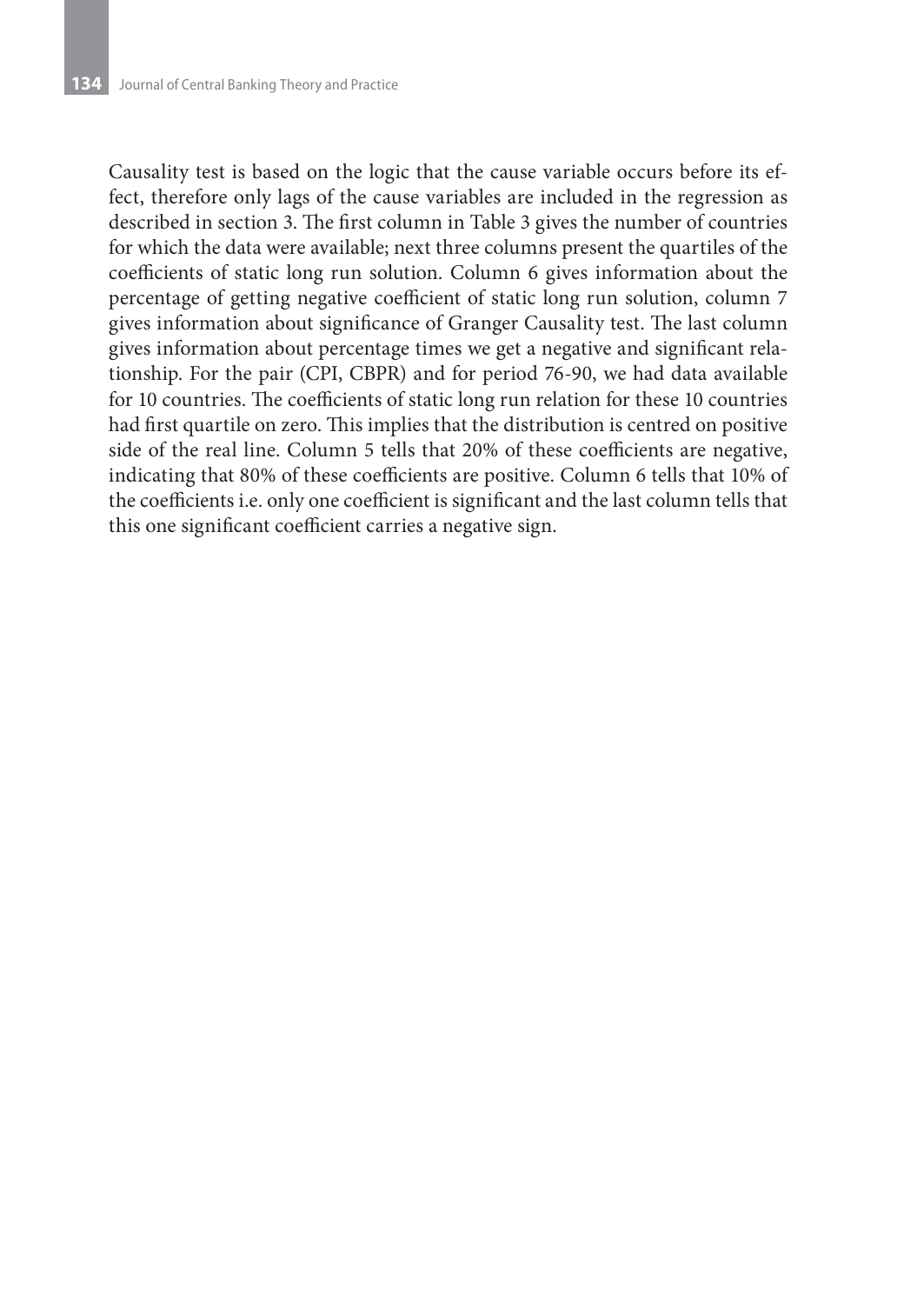Causality test is based on the logic that the cause variable occurs before its effect, therefore only lags of the cause variables are included in the regression as described in section 3. The first column in Table 3 gives the number of countries for which the data were available; next three columns present the quartiles of the coefficients of static long run solution. Column 6 gives information about the percentage of getting negative coefficient of static long run solution, column 7 gives information about significance of Granger Causality test. The last column gives information about percentage times we get a negative and significant relationship. For the pair (CPI, CBPR) and for period 76-90, we had data available for 10 countries. The coefficients of static long run relation for these 10 countries had first quartile on zero. This implies that the distribution is centred on positive side of the real line. Column 5 tells that 20% of these coefficients are negative, indicating that 80% of these coefficients are positive. Column 6 tells that 10% of the coefficients i.e. only one coefficient is significant and the last column tells that this one significant coefficient carries a negative sign.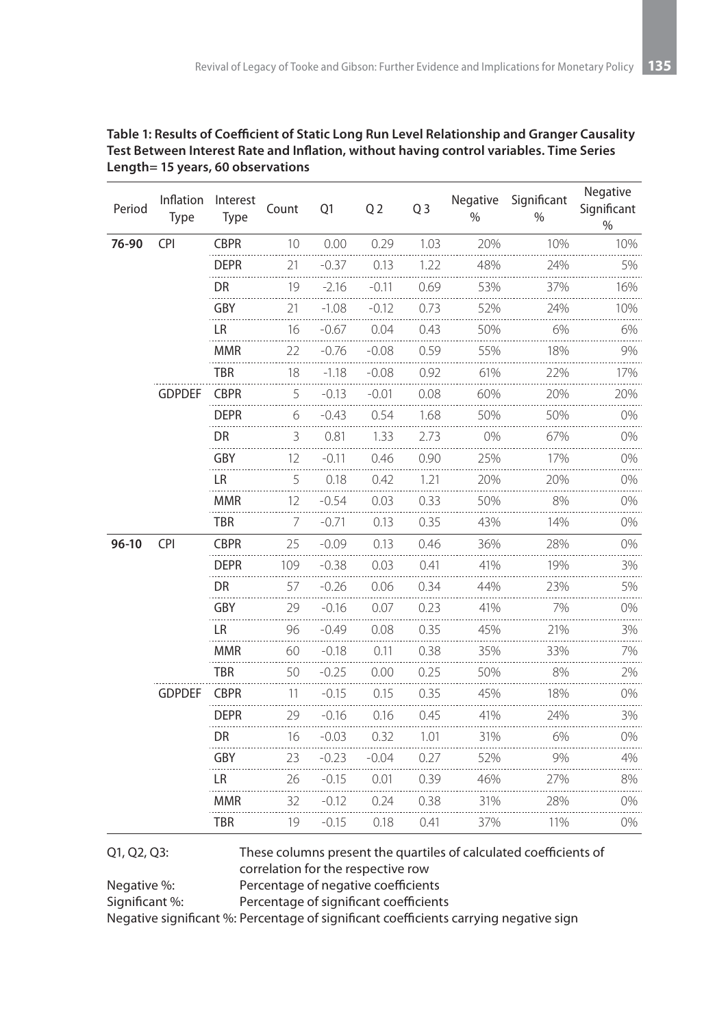**Table 1: Results of Coefficient of Static Long Run Level Relationship and Granger Causality Test Between Interest Rate and Inflation, without having control variables. Time Series Length= 15 years, 60 observations**

| Period | Inflation Type | Interest Type | Count | Q1 | Q 2 | Q 3 | Negative % | Significant % | Negative Significant % |
|---|---|---|---|---|---|---|---|---|---|
| **76-90** | CPI | CBPR | 10 | 0.00 | 0.29 | 1.03 | 20% | 10% | 10% |
| | | DEPR | 21 | -0.37 | 0.13 | 1.22 | 48% | 24% | 5% |
| | | DR | 19 | -2.16 | -0.11 | 0.69 | 53% | 37% | 16% |
| | | GBY | 21 | -1.08 | -0.12 | 0.73 | 52% | 24% | 10% |
| | | LR | 16 | -0.67 | 0.04 | 0.43 | 50% | 6% | 6% |
| | | MMR | 22 | -0.76 | -0.08 | 0.59 | 55% | 18% | 9% |
| | | TBR | 18 | -1.18 | -0.08 | 0.92 | 61% | 22% | 17% |
| | GDPDEF | CBPR | 5 | -0.13 | -0.01 | 0.08 | 60% | 20% | 20% |
| | | DEPR | 6 | -0.43 | 0.54 | 1.68 | 50% | 50% | 0% |
| | | DR | 3 | 0.81 | 1.33 | 2.73 | 0% | 67% | 0% |
| | | GBY | 12 | -0.11 | 0.46 | 0.90 | 25% | 17% | 0% |
| | | LR | 5 | 0.18 | 0.42 | 1.21 | 20% | 20% | 0% |
| | | MMR | 12 | -0.54 | 0.03 | 0.33 | 50% | 8% | 0% |
| | | TBR | 7 | -0.71 | 0.13 | 0.35 | 43% | 14% | 0% |
| **96-10** | CPI | CBPR | 25 | -0.09 | 0.13 | 0.46 | 36% | 28% | 0% |
| | | DEPR | 109 | -0.38 | 0.03 | 0.41 | 41% | 19% | 3% |
| | | DR | 57 | -0.26 | 0.06 | 0.34 | 44% | 23% | 5% |
| | | GBY | 29 | -0.16 | 0.07 | 0.23 | 41% | 7% | 0% |
| | | LR | 96 | -0.49 | 0.08 | 0.35 | 45% | 21% | 3% |
| | | MMR | 60 | -0.18 | 0.11 | 0.38 | 35% | 33% | 7% |
| | | TBR | 50 | -0.25 | 0.00 | 0.25 | 50% | 8% | 2% |
| | GDPDEF | CBPR | 11 | -0.15 | 0.15 | 0.35 | 45% | 18% | 0% |
| | | DEPR | 29 | -0.16 | 0.16 | 0.45 | 41% | 24% | 3% |
| | | DR | 16 | -0.03 | 0.32 | 1.01 | 31% | 6% | 0% |
| | | GBY | 23 | -0.23 | -0.04 | 0.27 | 52% | 9% | 4% |
| | | LR | 26 | -0.15 | 0.01 | 0.39 | 46% | 27% | 8% |
| | | MMR | 32 | -0.12 | 0.24 | 0.38 | 31% | 28% | 0% |
| | | TBR | 19 | -0.15 | 0.18 | 0.41 | 37% | 11% | 0% |

Q1, Q2, Q3: These columns present the quartiles of calculated coefficients of correlation for the respective row

Negative %: Percentage of negative coefficients

Significant %: Percentage of significant coefficients

Negative significant %: Percentage of significant coefficients carrying negative sign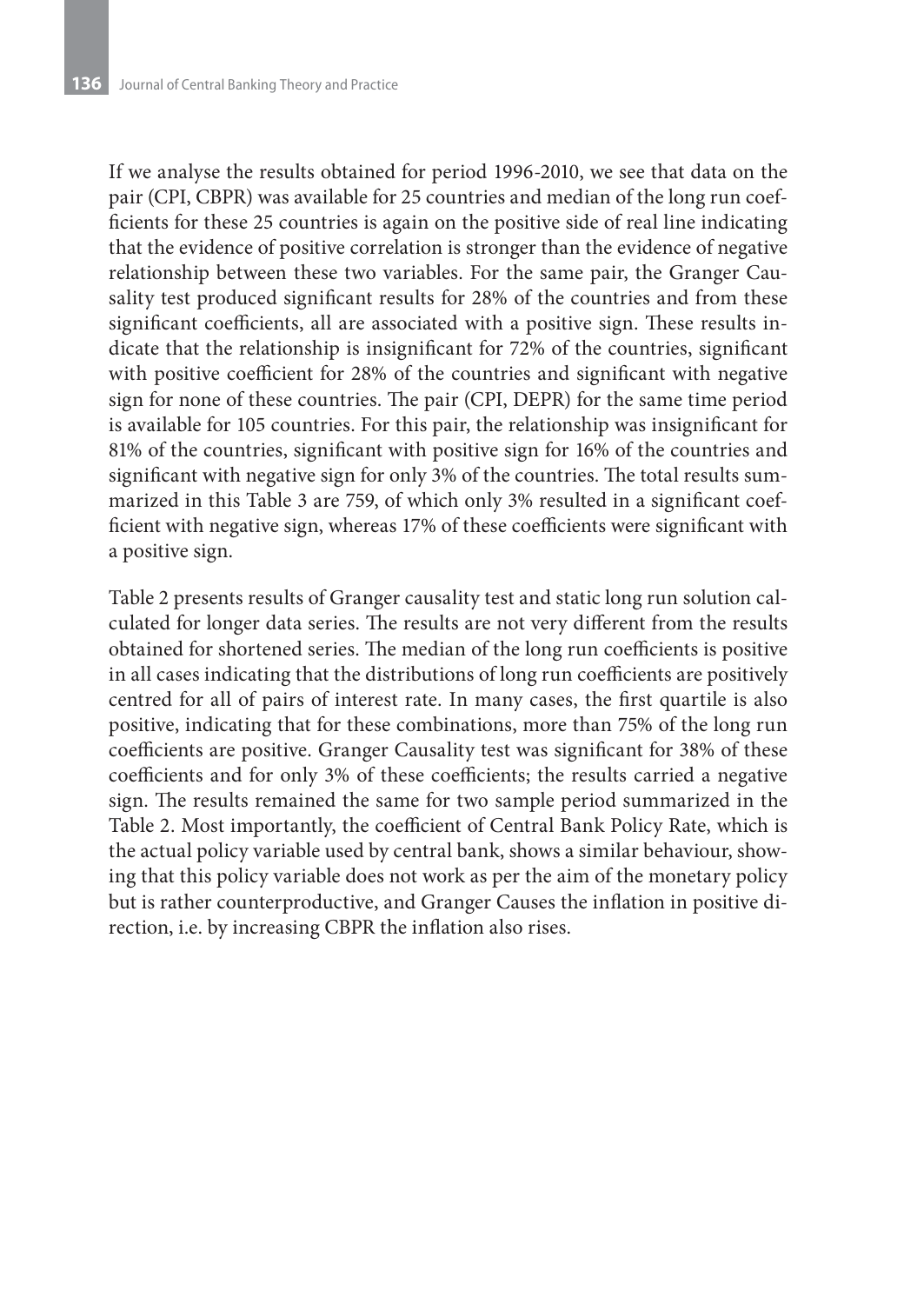If we analyse the results obtained for period 1996-2010, we see that data on the pair (CPI, CBPR) was available for 25 countries and median of the long run coefficients for these 25 countries is again on the positive side of real line indicating that the evidence of positive correlation is stronger than the evidence of negative relationship between these two variables. For the same pair, the Granger Causality test produced significant results for 28% of the countries and from these significant coefficients, all are associated with a positive sign. These results indicate that the relationship is insignificant for 72% of the countries, significant with positive coefficient for 28% of the countries and significant with negative sign for none of these countries. The pair (CPI, DEPR) for the same time period is available for 105 countries. For this pair, the relationship was insignificant for 81% of the countries, significant with positive sign for 16% of the countries and significant with negative sign for only 3% of the countries. The total results summarized in this Table 3 are 759, of which only 3% resulted in a significant coefficient with negative sign, whereas 17% of these coefficients were significant with a positive sign.

Table 2 presents results of Granger causality test and static long run solution calculated for longer data series. The results are not very different from the results obtained for shortened series. The median of the long run coefficients is positive in all cases indicating that the distributions of long run coefficients are positively centred for all of pairs of interest rate. In many cases, the first quartile is also positive, indicating that for these combinations, more than 75% of the long run coefficients are positive. Granger Causality test was significant for 38% of these coefficients and for only 3% of these coefficients; the results carried a negative sign. The results remained the same for two sample period summarized in the Table 2. Most importantly, the coefficient of Central Bank Policy Rate, which is the actual policy variable used by central bank, shows a similar behaviour, showing that this policy variable does not work as per the aim of the monetary policy but is rather counterproductive, and Granger Causes the inflation in positive direction, i.e. by increasing CBPR the inflation also rises.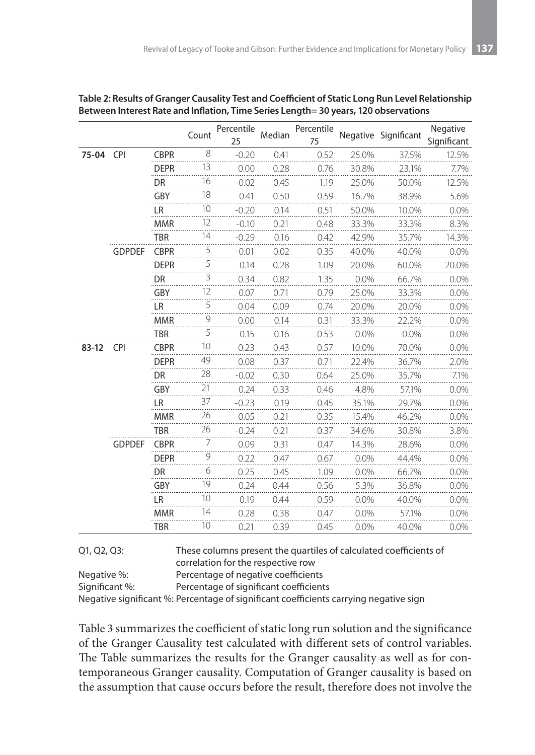**Table 2: Results of Granger Causality Test and Coefficient of Static Long Run Level Relationship Between Interest Rate and Inflation, Time Series Length= 30 years, 120 observations**

| | | | Count | Percentile 25 | Median | Percentile 75 | Negative | Significant | Negative Significant |
|---|---|---|---|---|---|---|---|---|---|
| **75-04** | CPI | CBPR | 8 | -0.20 | 0.41 | 0.52 | 25.0% | 37.5% | 12.5% |
| | | DEPR | 13 | 0.00 | 0.28 | 0.76 | 30.8% | 23.1% | 7.7% |
| | | DR | 16 | -0.02 | 0.45 | 1.19 | 25.0% | 50.0% | 12.5% |
| | | GBY | 18 | 0.41 | 0.50 | 0.59 | 16.7% | 38.9% | 5.6% |
| | | LR | 10 | -0.20 | 0.14 | 0.51 | 50.0% | 10.0% | 0.0% |
| | | MMR | 12 | -0.10 | 0.21 | 0.48 | 33.3% | 33.3% | 8.3% |
| | | TBR | 14 | -0.29 | 0.16 | 0.42 | 42.9% | 35.7% | 14.3% |
| | GDPDEF | CBPR | 5 | -0.01 | 0.02 | 0.35 | 40.0% | 40.0% | 0.0% |
| | | DEPR | 5 | 0.14 | 0.28 | 1.09 | 20.0% | 60.0% | 20.0% |
| | | DR | 3 | 0.34 | 0.82 | 1.35 | 0.0% | 66.7% | 0.0% |
| | | GBY | 12 | 0.07 | 0.71 | 0.79 | 25.0% | 33.3% | 0.0% |
| | | LR | 5 | 0.04 | 0.09 | 0.74 | 20.0% | 20.0% | 0.0% |
| | | MMR | 9 | 0.00 | 0.14 | 0.31 | 33.3% | 22.2% | 0.0% |
| | | TBR | 5 | 0.15 | 0.16 | 0.53 | 0.0% | 0.0% | 0.0% |
| **83-12** | CPI | CBPR | 10 | 0.23 | 0.43 | 0.57 | 10.0% | 70.0% | 0.0% |
| | | DEPR | 49 | 0.08 | 0.37 | 0.71 | 22.4% | 36.7% | 2.0% |
| | | DR | 28 | -0.02 | 0.30 | 0.64 | 25.0% | 35.7% | 7.1% |
| | | GBY | 21 | 0.24 | 0.33 | 0.46 | 4.8% | 57.1% | 0.0% |
| | | LR | 37 | -0.23 | 0.19 | 0.45 | 35.1% | 29.7% | 0.0% |
| | | MMR | 26 | 0.05 | 0.21 | 0.35 | 15.4% | 46.2% | 0.0% |
| | | TBR | 26 | -0.24 | 0.21 | 0.37 | 34.6% | 30.8% | 3.8% |
| | GDPDEF | CBPR | 7 | 0.09 | 0.31 | 0.47 | 14.3% | 28.6% | 0.0% |
| | | DEPR | 9 | 0.22 | 0.47 | 0.67 | 0.0% | 44.4% | 0.0% |
| | | DR | 6 | 0.25 | 0.45 | 1.09 | 0.0% | 66.7% | 0.0% |
| | | GBY | 19 | 0.24 | 0.44 | 0.56 | 5.3% | 36.8% | 0.0% |
| | | LR | 10 | 0.19 | 0.44 | 0.59 | 0.0% | 40.0% | 0.0% |
| | | MMR | 14 | 0.28 | 0.38 | 0.47 | 0.0% | 57.1% | 0.0% |
| | | TBR | 10 | 0.21 | 0.39 | 0.45 | 0.0% | 40.0% | 0.0% |

Q1, Q2, Q3: These columns present the quartiles of calculated coefficients of correlation for the respective row
Negative %: Percentage of negative coefficients
Significant %: Percentage of significant coefficients
Negative significant %: Percentage of significant coefficients carrying negative sign

Table 3 summarizes the coefficient of static long run solution and the significance of the Granger Causality test calculated with different sets of control variables. The Table summarizes the results for the Granger causality as well as for contemporaneous Granger causality. Computation of Granger causality is based on the assumption that cause occurs before the result, therefore does not involve the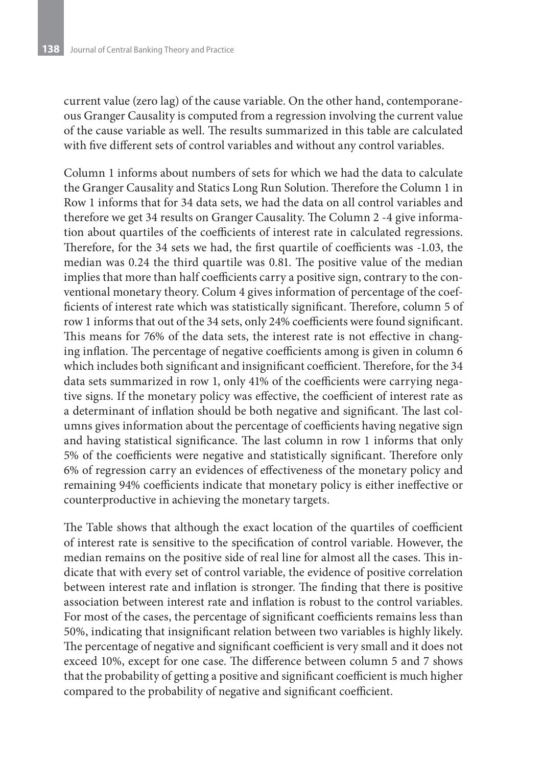current value (zero lag) of the cause variable. On the other hand, contemporaneous Granger Causality is computed from a regression involving the current value of the cause variable as well. The results summarized in this table are calculated with five different sets of control variables and without any control variables.

Column 1 informs about numbers of sets for which we had the data to calculate the Granger Causality and Statics Long Run Solution. Therefore the Column 1 in Row 1 informs that for 34 data sets, we had the data on all control variables and therefore we get 34 results on Granger Causality. The Column 2 -4 give information about quartiles of the coefficients of interest rate in calculated regressions. Therefore, for the 34 sets we had, the first quartile of coefficients was -1.03, the median was 0.24 the third quartile was 0.81. The positive value of the median implies that more than half coefficients carry a positive sign, contrary to the conventional monetary theory. Colum 4 gives information of percentage of the coefficients of interest rate which was statistically significant. Therefore, column 5 of row 1 informs that out of the 34 sets, only 24% coefficients were found significant. This means for 76% of the data sets, the interest rate is not effective in changing inflation. The percentage of negative coefficients among is given in column 6 which includes both significant and insignificant coefficient. Therefore, for the 34 data sets summarized in row 1, only 41% of the coefficients were carrying negative signs. If the monetary policy was effective, the coefficient of interest rate as a determinant of inflation should be both negative and significant. The last columns gives information about the percentage of coefficients having negative sign and having statistical significance. The last column in row 1 informs that only 5% of the coefficients were negative and statistically significant. Therefore only 6% of regression carry an evidences of effectiveness of the monetary policy and remaining 94% coefficients indicate that monetary policy is either ineffective or counterproductive in achieving the monetary targets.

The Table shows that although the exact location of the quartiles of coefficient of interest rate is sensitive to the specification of control variable. However, the median remains on the positive side of real line for almost all the cases. This indicate that with every set of control variable, the evidence of positive correlation between interest rate and inflation is stronger. The finding that there is positive association between interest rate and inflation is robust to the control variables. For most of the cases, the percentage of significant coefficients remains less than 50%, indicating that insignificant relation between two variables is highly likely. The percentage of negative and significant coefficient is very small and it does not exceed 10%, except for one case. The difference between column 5 and 7 shows that the probability of getting a positive and significant coefficient is much higher compared to the probability of negative and significant coefficient.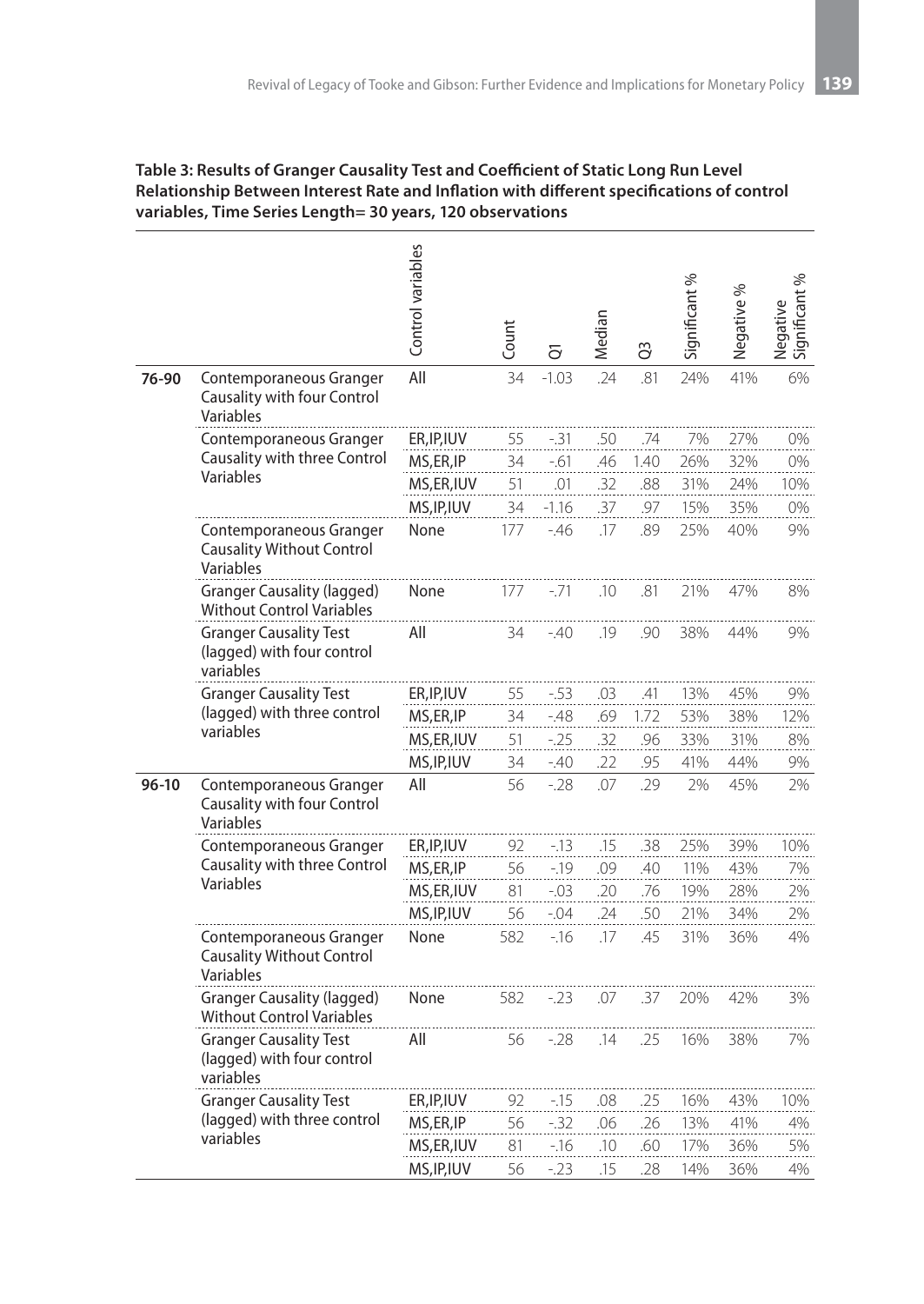**Table 3: Results of Granger Causality Test and Coefficient of Static Long Run Level Relationship Between Interest Rate and Inflation with different specifications of control variables, Time Series Length= 30 years, 120 observations**

| | | Control variables | Count | Q1 | Median | Q3 | Significant % | Negative % | Negative Significant % |
|---|---|---|---|---|---|---|---|---|---|
| 76-90 | Contemporaneous Granger Causality with four Control Variables | All | 34 | -1.03 | .24 | .81 | 24% | 41% | 6% |
| | Contemporaneous Granger Causality with three Control Variables | ER,IP,IUV | 55 | -.31 | .50 | .74 | 7% | 27% | 0% |
| | | MS,ER,IP | 34 | -.61 | .46 | 1.40 | 26% | 32% | 0% |
| | | MS,ER,IUV | 51 | .01 | .32 | .88 | 31% | 24% | 10% |
| | | MS,IP,IUV | 34 | -1.16 | .37 | .97 | 15% | 35% | 0% |
| | Contemporaneous Granger Causality Without Control Variables | None | 177 | -.46 | .17 | .89 | 25% | 40% | 9% |
| | Granger Causality (lagged) Without Control Variables | None | 177 | -.71 | .10 | .81 | 21% | 47% | 8% |
| | Granger Causality Test (lagged) with four control variables | All | 34 | -.40 | .19 | .90 | 38% | 44% | 9% |
| | Granger Causality Test (lagged) with three control variables | ER,IP,IUV | 55 | -.53 | .03 | .41 | 13% | 45% | 9% |
| | | MS,ER,IP | 34 | -.48 | .69 | 1.72 | 53% | 38% | 12% |
| | | MS,ER,IUV | 51 | -.25 | .32 | .96 | 33% | 31% | 8% |
| | | MS,IP,IUV | 34 | -.40 | .22 | .95 | 41% | 44% | 9% |
| 96-10 | Contemporaneous Granger Causality with four Control Variables | All | 56 | -.28 | .07 | .29 | 2% | 45% | 2% |
| | Contemporaneous Granger Causality with three Control Variables | ER,IP,IUV | 92 | -.13 | .15 | .38 | 25% | 39% | 10% |
| | | MS,ER,IP | 56 | -.19 | .09 | .40 | 11% | 43% | 7% |
| | | MS,ER,IUV | 81 | -.03 | .20 | .76 | 19% | 28% | 2% |
| | | MS,IP,IUV | 56 | -.04 | .24 | .50 | 21% | 34% | 2% |
| | Contemporaneous Granger Causality Without Control Variables | None | 582 | -.16 | .17 | .45 | 31% | 36% | 4% |
| | Granger Causality (lagged) Without Control Variables | None | 582 | -.23 | .07 | .37 | 20% | 42% | 3% |
| | Granger Causality Test (lagged) with four control variables | All | 56 | -.28 | .14 | .25 | 16% | 38% | 7% |
| | Granger Causality Test (lagged) with three control variables | ER,IP,IUV | 92 | -.15 | .08 | .25 | 16% | 43% | 10% |
| | | MS,ER,IP | 56 | -.32 | .06 | .26 | 13% | 41% | 4% |
| | | MS,ER,IUV | 81 | -.16 | .10 | .60 | 17% | 36% | 5% |
| | | MS,IP,IUV | 56 | -.23 | .15 | .28 | 14% | 36% | 4% |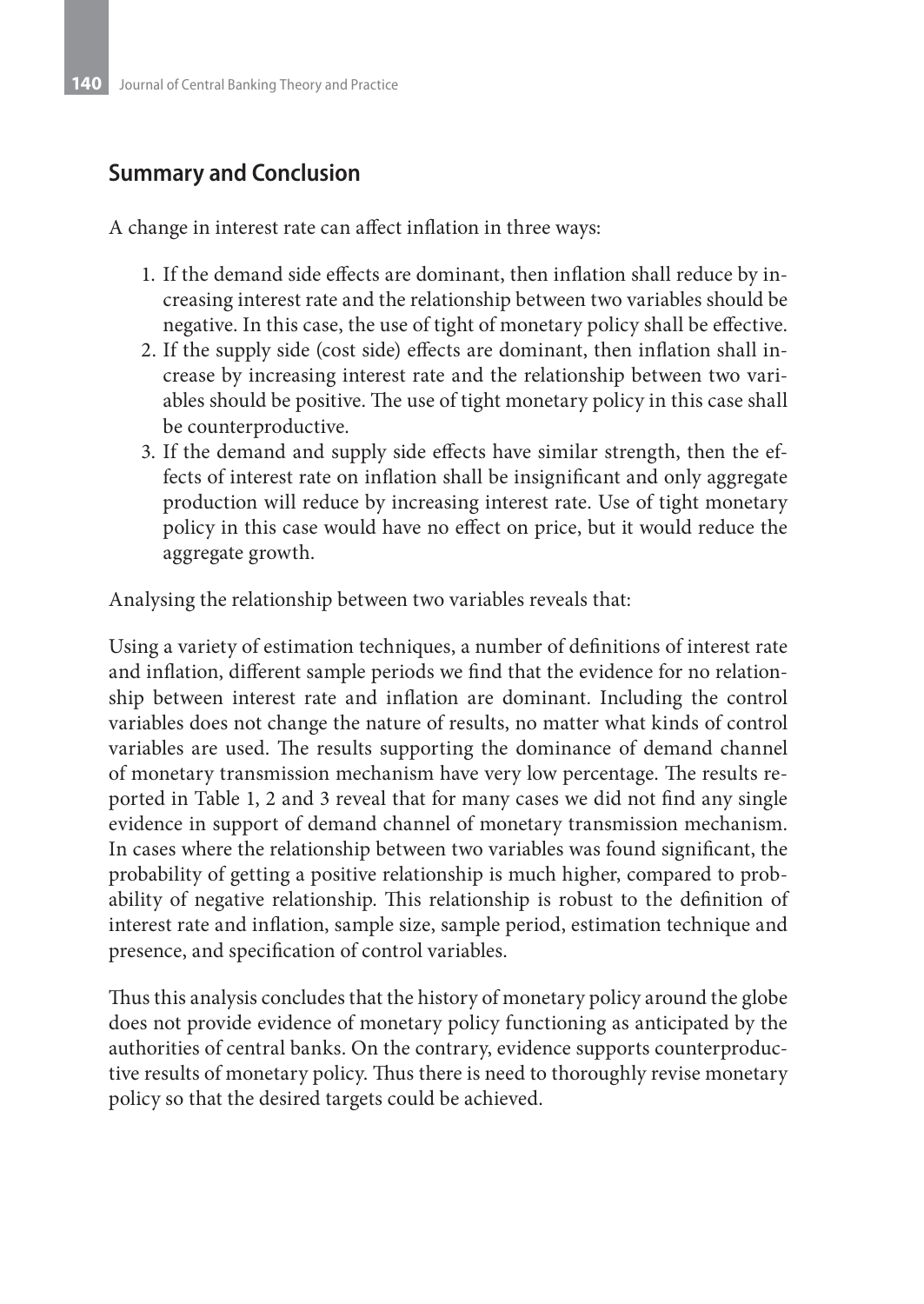## Summary and Conclusion

A change in interest rate can affect inflation in three ways:

1. If the demand side effects are dominant, then inflation shall reduce by increasing interest rate and the relationship between two variables should be negative. In this case, the use of tight of monetary policy shall be effective.
2. If the supply side (cost side) effects are dominant, then inflation shall increase by increasing interest rate and the relationship between two variables should be positive. The use of tight monetary policy in this case shall be counterproductive.
3. If the demand and supply side effects have similar strength, then the effects of interest rate on inflation shall be insignificant and only aggregate production will reduce by increasing interest rate. Use of tight monetary policy in this case would have no effect on price, but it would reduce the aggregate growth.

Analysing the relationship between two variables reveals that:

Using a variety of estimation techniques, a number of definitions of interest rate and inflation, different sample periods we find that the evidence for no relationship between interest rate and inflation are dominant. Including the control variables does not change the nature of results, no matter what kinds of control variables are used. The results supporting the dominance of demand channel of monetary transmission mechanism have very low percentage. The results reported in Table 1, 2 and 3 reveal that for many cases we did not find any single evidence in support of demand channel of monetary transmission mechanism. In cases where the relationship between two variables was found significant, the probability of getting a positive relationship is much higher, compared to probability of negative relationship. This relationship is robust to the definition of interest rate and inflation, sample size, sample period, estimation technique and presence, and specification of control variables.

Thus this analysis concludes that the history of monetary policy around the globe does not provide evidence of monetary policy functioning as anticipated by the authorities of central banks. On the contrary, evidence supports counterproductive results of monetary policy. Thus there is need to thoroughly revise monetary policy so that the desired targets could be achieved.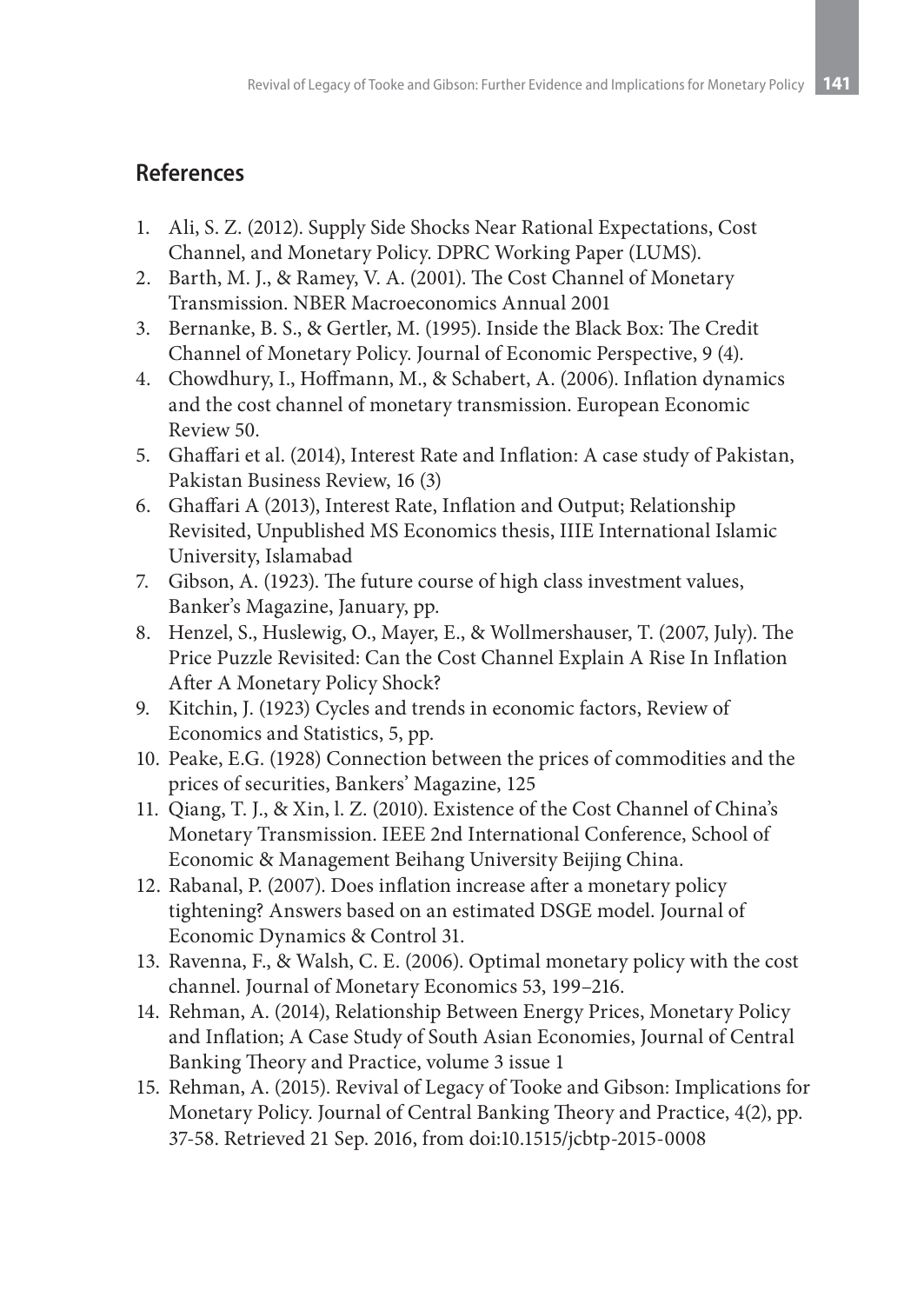## References

1. Ali, S. Z. (2012). Supply Side Shocks Near Rational Expectations, Cost Channel, and Monetary Policy. DPRC Working Paper (LUMS).
2. Barth, M. J., & Ramey, V. A. (2001). The Cost Channel of Monetary Transmission. NBER Macroeconomics Annual 2001
3. Bernanke, B. S., & Gertler, M. (1995). Inside the Black Box: The Credit Channel of Monetary Policy. Journal of Economic Perspective, 9 (4).
4. Chowdhury, I., Hoffmann, M., & Schabert, A. (2006). Inflation dynamics and the cost channel of monetary transmission. European Economic Review 50.
5. Ghaffari et al. (2014), Interest Rate and Inflation: A case study of Pakistan, Pakistan Business Review, 16 (3)
6. Ghaffari A (2013), Interest Rate, Inflation and Output; Relationship Revisited, Unpublished MS Economics thesis, IIIE International Islamic University, Islamabad
7. Gibson, A. (1923). The future course of high class investment values, Banker's Magazine, January, pp.
8. Henzel, S., Huslewig, O., Mayer, E., & Wollmershauser, T. (2007, July). The Price Puzzle Revisited: Can the Cost Channel Explain A Rise In Inflation After A Monetary Policy Shock?
9. Kitchin, J. (1923) Cycles and trends in economic factors, Review of Economics and Statistics, 5, pp.
10. Peake, E.G. (1928) Connection between the prices of commodities and the prices of securities, Bankers' Magazine, 125
11. Qiang, T. J., & Xin, l. Z. (2010). Existence of the Cost Channel of China's Monetary Transmission. IEEE 2nd International Conference, School of Economic & Management Beihang University Beijing China.
12. Rabanal, P. (2007). Does inflation increase after a monetary policy tightening? Answers based on an estimated DSGE model. Journal of Economic Dynamics & Control 31.
13. Ravenna, F., & Walsh, C. E. (2006). Optimal monetary policy with the cost channel. Journal of Monetary Economics 53, 199–216.
14. Rehman, A. (2014), Relationship Between Energy Prices, Monetary Policy and Inflation; A Case Study of South Asian Economies, Journal of Central Banking Theory and Practice, volume 3 issue 1
15. Rehman, A. (2015). Revival of Legacy of Tooke and Gibson: Implications for Monetary Policy. Journal of Central Banking Theory and Practice, 4(2), pp. 37-58. Retrieved 21 Sep. 2016, from doi:10.1515/jcbtp-2015-0008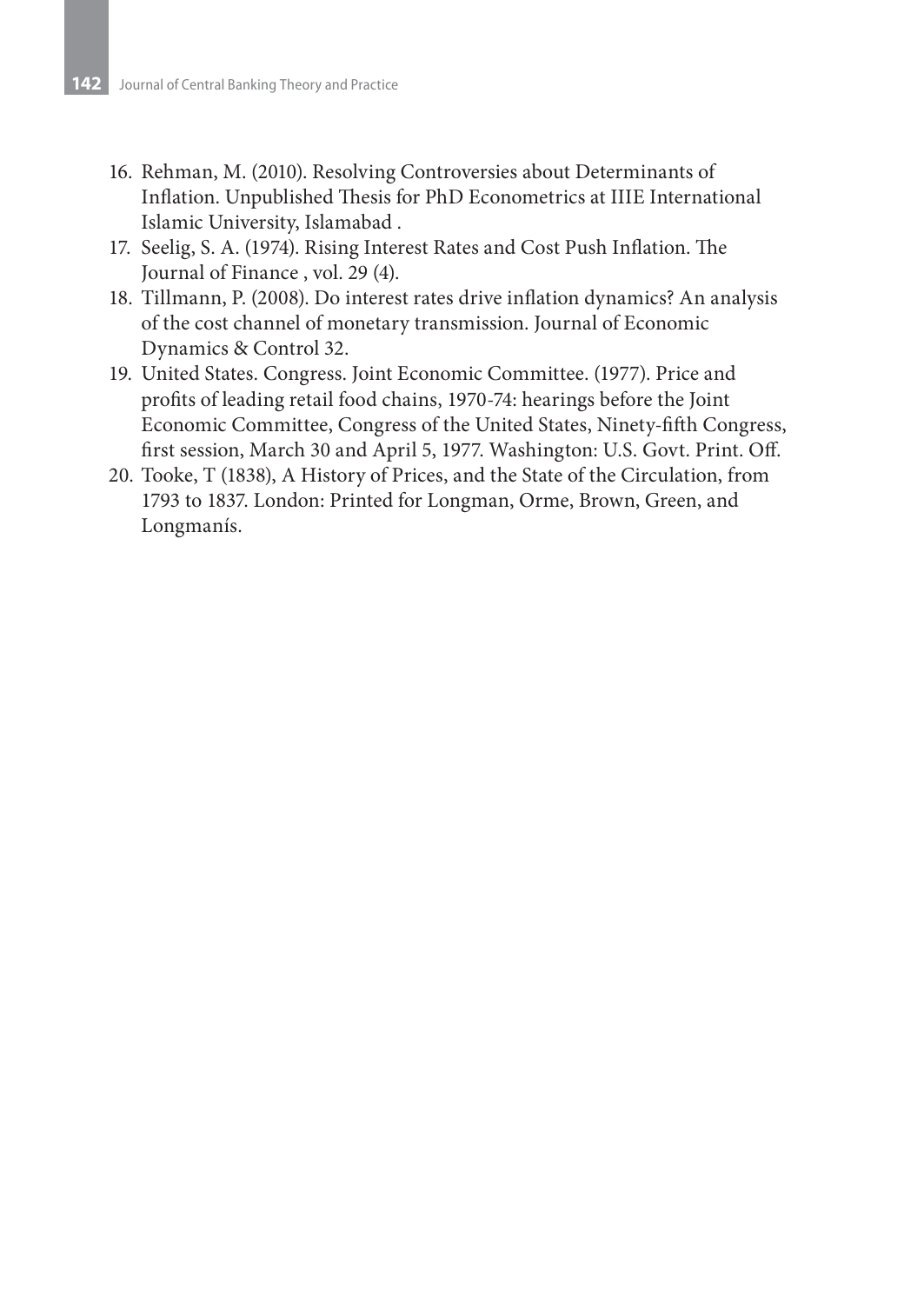16. Rehman, M. (2010). Resolving Controversies about Determinants of Inflation. Unpublished Thesis for PhD Econometrics at IIIE International Islamic University, Islamabad .
17. Seelig, S. A. (1974). Rising Interest Rates and Cost Push Inflation. The Journal of Finance , vol. 29 (4).
18. Tillmann, P. (2008). Do interest rates drive inflation dynamics? An analysis of the cost channel of monetary transmission. Journal of Economic Dynamics & Control 32.
19. United States. Congress. Joint Economic Committee. (1977). Price and profits of leading retail food chains, 1970-74: hearings before the Joint Economic Committee, Congress of the United States, Ninety-fifth Congress, first session, March 30 and April 5, 1977. Washington: U.S. Govt. Print. Off.
20. Tooke, T (1838), A History of Prices, and the State of the Circulation, from 1793 to 1837. London: Printed for Longman, Orme, Brown, Green, and Longmanís.